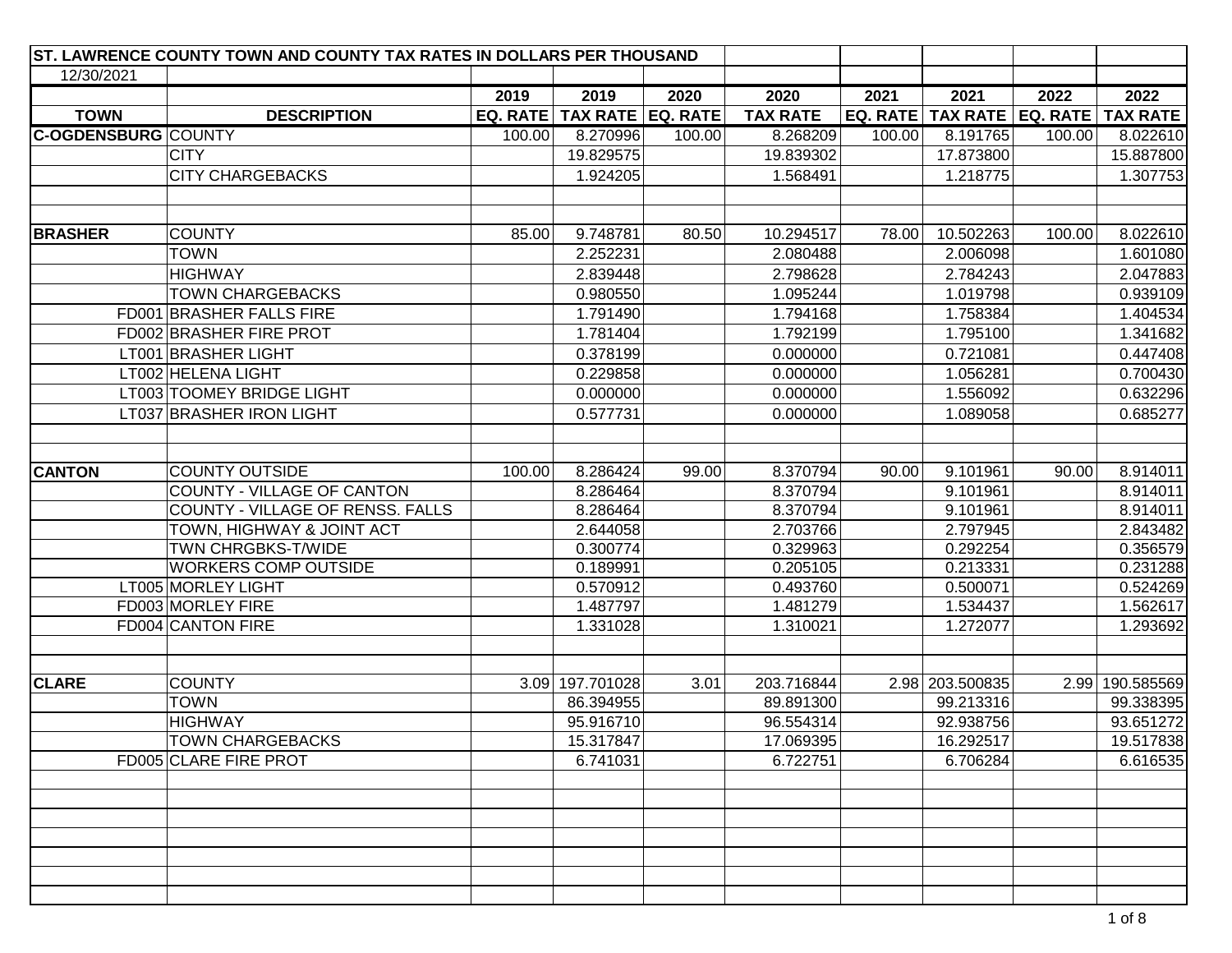# ST. LAWRENCE COUNTY TOWN AND COUNTY TAX RATES IN DOLLARS PER THOUSAND

12/30/2021

| TOWN | | DESCRIPTION | 2019 EQ. RATE | 2019 TAX RATE | 2020 EQ. RATE | 2020 TAX RATE | 2021 EQ. RATE | 2021 TAX RATE | 2022 EQ. RATE | 2022 TAX RATE |
|---|---|---|---|---|---|---|---|---|---|---|
| C-OGDENSBURG | | COUNTY | 100.00 | 8.270996 | 100.00 | 8.268209 | 100.00 | 8.191765 | 100.00 | 8.022610 |
| | | CITY | | 19.829575 | | 19.839302 | | 17.873800 | | 15.887800 |
| | | CITY CHARGEBACKS | | 1.924205 | | 1.568491 | | 1.218775 | | 1.307753 |
| | | | | | | | | | | |
| | | | | | | | | | | |
| BRASHER | | COUNTY | 85.00 | 9.748781 | 80.50 | 10.294517 | 78.00 | 10.502263 | 100.00 | 8.022610 |
| | | TOWN | | 2.252231 | | 2.080488 | | 2.006098 | | 1.601080 |
| | | HIGHWAY | | 2.839448 | | 2.798628 | | 2.784243 | | 2.047883 |
| | | TOWN CHARGEBACKS | | 0.980550 | | 1.095244 | | 1.019798 | | 0.939109 |
| | FD001 | BRASHER FALLS FIRE | | 1.791490 | | 1.794168 | | 1.758384 | | 1.404534 |
| | FD002 | BRASHER FIRE PROT | | 1.781404 | | 1.792199 | | 1.795100 | | 1.341682 |
| | LT001 | BRASHER LIGHT | | 0.378199 | | 0.000000 | | 0.721081 | | 0.447408 |
| | LT002 | HELENA LIGHT | | 0.229858 | | 0.000000 | | 1.056281 | | 0.700430 |
| | LT003 | TOOMEY BRIDGE LIGHT | | 0.000000 | | 0.000000 | | 1.556092 | | 0.632296 |
| | LT037 | BRASHER IRON LIGHT | | 0.577731 | | 0.000000 | | 1.089058 | | 0.685277 |
| | | | | | | | | | | |
| | | | | | | | | | | |
| CANTON | | COUNTY OUTSIDE | 100.00 | 8.286424 | 99.00 | 8.370794 | 90.00 | 9.101961 | 90.00 | 8.914011 |
| | | COUNTY - VILLAGE OF CANTON | | 8.286464 | | 8.370794 | | 9.101961 | | 8.914011 |
| | | COUNTY - VILLAGE OF RENSS. FALLS | | 8.286464 | | 8.370794 | | 9.101961 | | 8.914011 |
| | | TOWN, HIGHWAY & JOINT ACT | | 2.644058 | | 2.703766 | | 2.797945 | | 2.843482 |
| | | TWN CHRGBKS-T/WIDE | | 0.300774 | | 0.329963 | | 0.292254 | | 0.356579 |
| | | WORKERS COMP OUTSIDE | | 0.189991 | | 0.205105 | | 0.213331 | | 0.231288 |
| | LT005 | MORLEY LIGHT | | 0.570912 | | 0.493760 | | 0.500071 | | 0.524269 |
| | FD003 | MORLEY FIRE | | 1.487797 | | 1.481279 | | 1.534437 | | 1.562617 |
| | FD004 | CANTON FIRE | | 1.331028 | | 1.310021 | | 1.272077 | | 1.293692 |
| | | | | | | | | | | |
| | | | | | | | | | | |
| CLARE | | COUNTY | 3.09 | 197.701028 | 3.01 | 203.716844 | 2.98 | 203.500835 | 2.99 | 190.585569 |
| | | TOWN | | 86.394955 | | 89.891300 | | 99.213316 | | 99.338395 |
| | | HIGHWAY | | 95.916710 | | 96.554314 | | 92.938756 | | 93.651272 |
| | | TOWN CHARGEBACKS | | 15.317847 | | 17.069395 | | 16.292517 | | 19.517838 |
| | FD005 | CLARE FIRE PROT | | 6.741031 | | 6.722751 | | 6.706284 | | 6.616535 |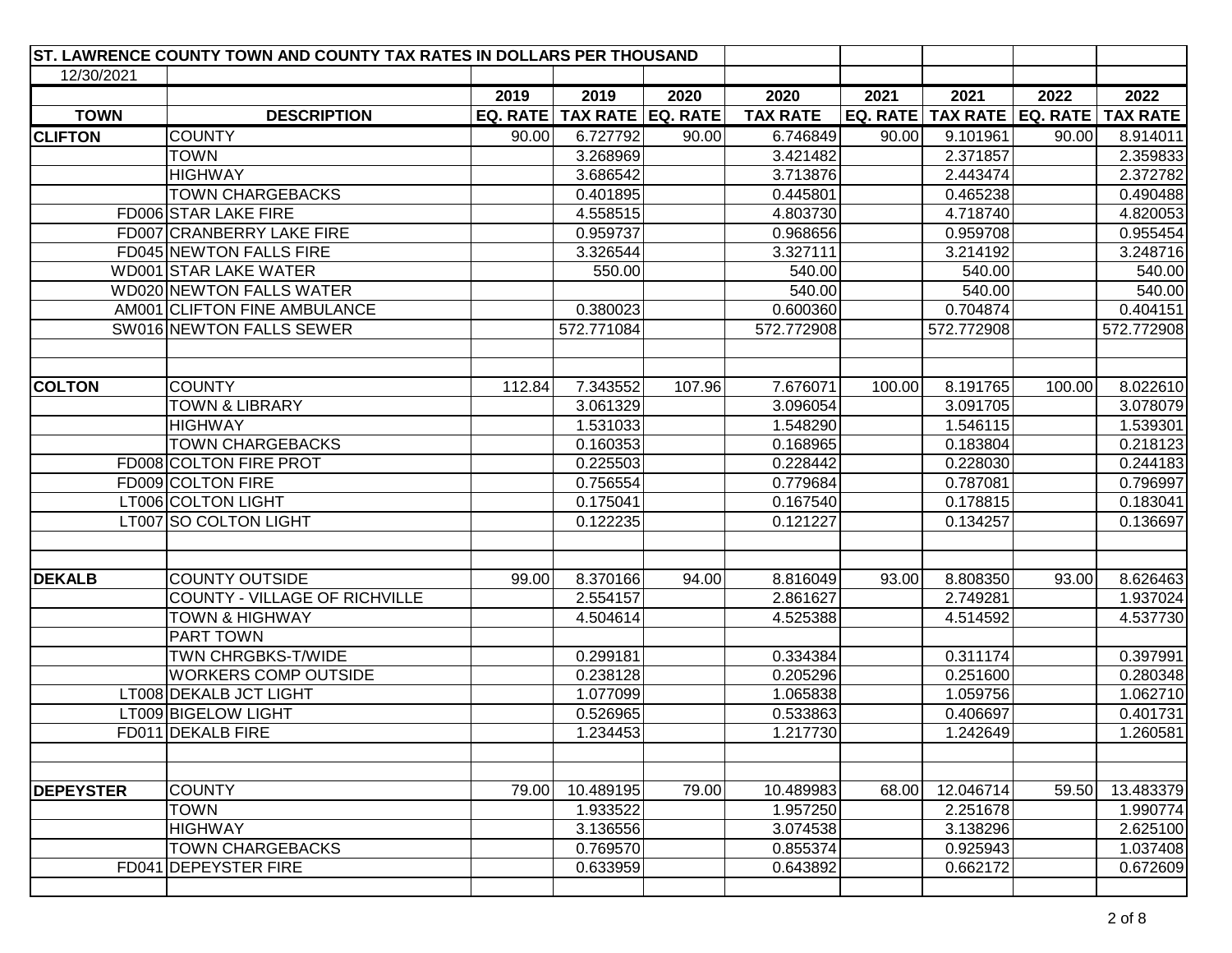# ST. LAWRENCE COUNTY TOWN AND COUNTY TAX RATES IN DOLLARS PER THOUSAND

12/30/2021

| TOWN | | DESCRIPTION | 2019 EQ. RATE | 2019 TAX RATE | 2020 EQ. RATE | 2020 TAX RATE | 2021 EQ. RATE | 2021 TAX RATE | 2022 EQ. RATE | 2022 TAX RATE |
|---|---|---|---|---|---|---|---|---|---|---|
| **CLIFTON** | | COUNTY | 90.00 | 6.727792 | 90.00 | 6.746849 | 90.00 | 9.101961 | 90.00 | 8.914011 |
| | | TOWN | | 3.268969 | | 3.421482 | | 2.371857 | | 2.359833 |
| | | HIGHWAY | | 3.686542 | | 3.713876 | | 2.443474 | | 2.372782 |
| | | TOWN CHARGEBACKS | | 0.401895 | | 0.445801 | | 0.465238 | | 0.490488 |
| | FD006 | STAR LAKE FIRE | | 4.558515 | | 4.803730 | | 4.718740 | | 4.820053 |
| | FD007 | CRANBERRY LAKE FIRE | | 0.959737 | | 0.968656 | | 0.959708 | | 0.955454 |
| | FD045 | NEWTON FALLS FIRE | | 3.326544 | | 3.327111 | | 3.214192 | | 3.248716 |
| | WD001 | STAR LAKE WATER | | 550.00 | | 540.00 | | 540.00 | | 540.00 |
| | WD020 | NEWTON FALLS WATER | | | | 540.00 | | 540.00 | | 540.00 |
| | AM001 | CLIFTON FINE AMBULANCE | | 0.380023 | | 0.600360 | | 0.704874 | | 0.404151 |
| | SW016 | NEWTON FALLS SEWER | | 572.771084 | | 572.772908 | | 572.772908 | | 572.772908 |
| | | | | | | | | | | |
| | | | | | | | | | | |
| **COLTON** | | COUNTY | 112.84 | 7.343552 | 107.96 | 7.676071 | 100.00 | 8.191765 | 100.00 | 8.022610 |
| | | TOWN & LIBRARY | | 3.061329 | | 3.096054 | | 3.091705 | | 3.078079 |
| | | HIGHWAY | | 1.531033 | | 1.548290 | | 1.546115 | | 1.539301 |
| | | TOWN CHARGEBACKS | | 0.160353 | | 0.168965 | | 0.183804 | | 0.218123 |
| | FD008 | COLTON FIRE PROT | | 0.225503 | | 0.228442 | | 0.228030 | | 0.244183 |
| | FD009 | COLTON FIRE | | 0.756554 | | 0.779684 | | 0.787081 | | 0.796997 |
| | LT006 | COLTON LIGHT | | 0.175041 | | 0.167540 | | 0.178815 | | 0.183041 |
| | LT007 | SO COLTON LIGHT | | 0.122235 | | 0.121227 | | 0.134257 | | 0.136697 |
| | | | | | | | | | | |
| | | | | | | | | | | |
| **DEKALB** | | COUNTY OUTSIDE | 99.00 | 8.370166 | 94.00 | 8.816049 | 93.00 | 8.808350 | 93.00 | 8.626463 |
| | | COUNTY - VILLAGE OF RICHVILLE | | 2.554157 | | 2.861627 | | 2.749281 | | 1.937024 |
| | | TOWN & HIGHWAY | | 4.504614 | | 4.525388 | | 4.514592 | | 4.537730 |
| | | PART TOWN | | | | | | | | |
| | | TWN CHRGBKS-T/WIDE | | 0.299181 | | 0.334384 | | 0.311174 | | 0.397991 |
| | | WORKERS COMP OUTSIDE | | 0.238128 | | 0.205296 | | 0.251600 | | 0.280348 |
| | LT008 | DEKALB JCT LIGHT | | 1.077099 | | 1.065838 | | 1.059756 | | 1.062710 |
| | LT009 | BIGELOW LIGHT | | 0.526965 | | 0.533863 | | 0.406697 | | 0.401731 |
| | FD011 | DEKALB FIRE | | 1.234453 | | 1.217730 | | 1.242649 | | 1.260581 |
| | | | | | | | | | | |
| | | | | | | | | | | |
| **DEPEYSTER** | | COUNTY | 79.00 | 10.489195 | 79.00 | 10.489983 | 68.00 | 12.046714 | 59.50 | 13.483379 |
| | | TOWN | | 1.933522 | | 1.957250 | | 2.251678 | | 1.990774 |
| | | HIGHWAY | | 3.136556 | | 3.074538 | | 3.138296 | | 2.625100 |
| | | TOWN CHARGEBACKS | | 0.769570 | | 0.855374 | | 0.925943 | | 1.037408 |
| | FD041 | DEPEYSTER FIRE | | 0.633959 | | 0.643892 | | 0.662172 | | 0.672609 |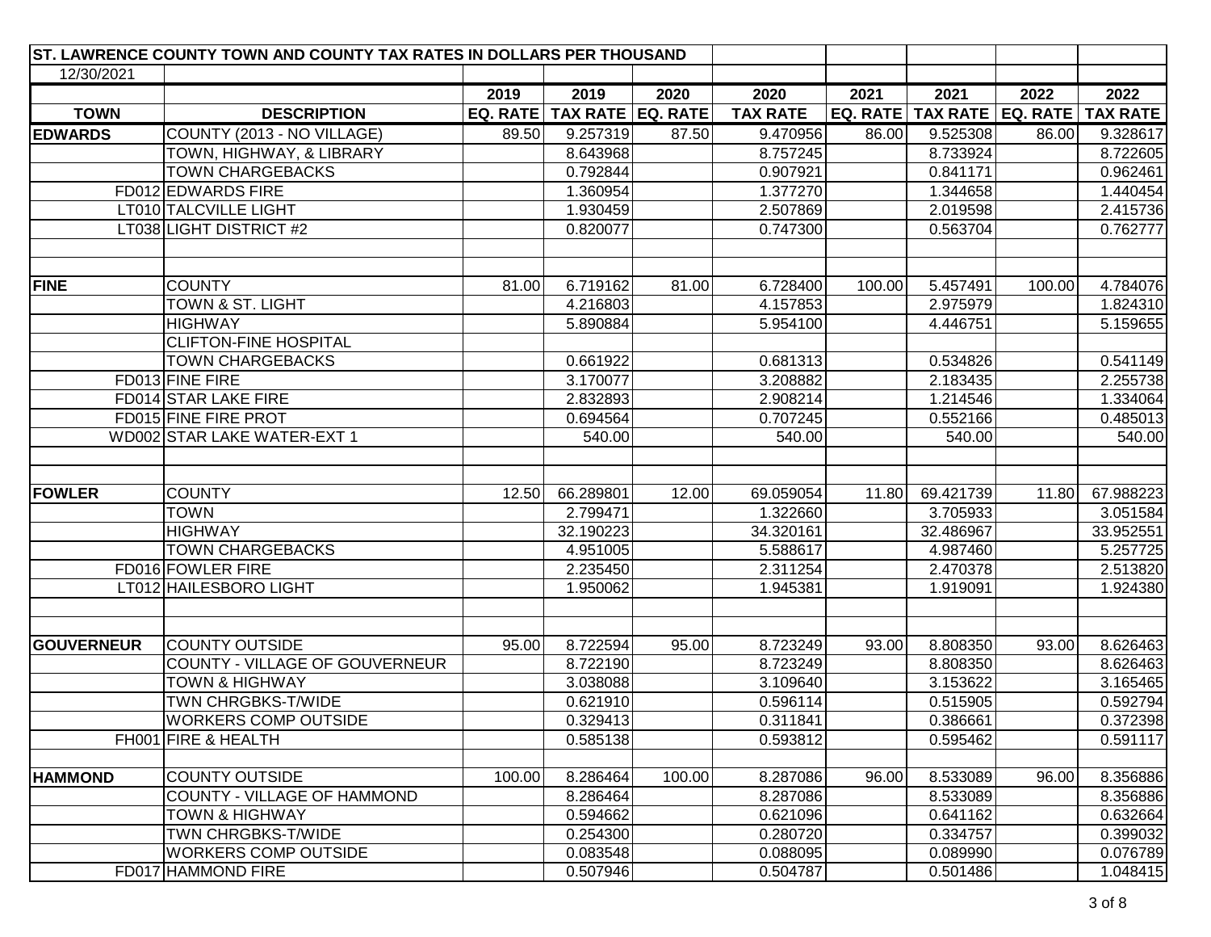| ST. LAWRENCE COUNTY TOWN AND COUNTY TAX RATES IN DOLLARS PER THOUSAND | | | | | | | | | |
|---|---|---|---|---|---|---|---|---|---|
| 12/30/2021 | | | | | | | | | |
| | | 2019 | 2019 | 2020 | 2020 | 2021 | 2021 | 2022 | 2022 |
| **TOWN** | **DESCRIPTION** | **EQ. RATE** | **TAX RATE** | **EQ. RATE** | **TAX RATE** | **EQ. RATE** | **TAX RATE** | **EQ. RATE** | **TAX RATE** |
| **EDWARDS** | COUNTY (2013 - NO VILLAGE) | 89.50 | 9.257319 | 87.50 | 9.470956 | 86.00 | 9.525308 | 86.00 | 9.328617 |
| | TOWN, HIGHWAY, & LIBRARY | | 8.643968 | | 8.757245 | | 8.733924 | | 8.722605 |
| | TOWN CHARGEBACKS | | 0.792844 | | 0.907921 | | 0.841171 | | 0.962461 |
| FD012 | EDWARDS FIRE | | 1.360954 | | 1.377270 | | 1.344658 | | 1.440454 |
| LT010 | TALCVILLE LIGHT | | 1.930459 | | 2.507869 | | 2.019598 | | 2.415736 |
| LT038 | LIGHT DISTRICT #2 | | 0.820077 | | 0.747300 | | 0.563704 | | 0.762777 |
| | | | | | | | | | |
| | | | | | | | | | |
| **FINE** | COUNTY | 81.00 | 6.719162 | 81.00 | 6.728400 | 100.00 | 5.457491 | 100.00 | 4.784076 |
| | TOWN & ST. LIGHT | | 4.216803 | | 4.157853 | | 2.975979 | | 1.824310 |
| | HIGHWAY | | 5.890884 | | 5.954100 | | 4.446751 | | 5.159655 |
| | CLIFTON-FINE HOSPITAL | | | | | | | | |
| | TOWN CHARGEBACKS | | 0.661922 | | 0.681313 | | 0.534826 | | 0.541149 |
| FD013 | FINE FIRE | | 3.170077 | | 3.208882 | | 2.183435 | | 2.255738 |
| FD014 | STAR LAKE FIRE | | 2.832893 | | 2.908214 | | 1.214546 | | 1.334064 |
| FD015 | FINE FIRE PROT | | 0.694564 | | 0.707245 | | 0.552166 | | 0.485013 |
| WD002 | STAR LAKE WATER-EXT 1 | | 540.00 | | 540.00 | | 540.00 | | 540.00 |
| | | | | | | | | | |
| | | | | | | | | | |
| **FOWLER** | COUNTY | 12.50 | 66.289801 | 12.00 | 69.059054 | 11.80 | 69.421739 | 11.80 | 67.988223 |
| | TOWN | | 2.799471 | | 1.322660 | | 3.705933 | | 3.051584 |
| | HIGHWAY | | 32.190223 | | 34.320161 | | 32.486967 | | 33.952551 |
| | TOWN CHARGEBACKS | | 4.951005 | | 5.588617 | | 4.987460 | | 5.257725 |
| FD016 | FOWLER FIRE | | 2.235450 | | 2.311254 | | 2.470378 | | 2.513820 |
| LT012 | HAILESBORO LIGHT | | 1.950062 | | 1.945381 | | 1.919091 | | 1.924380 |
| | | | | | | | | | |
| | | | | | | | | | |
| **GOUVERNEUR** | COUNTY OUTSIDE | 95.00 | 8.722594 | 95.00 | 8.723249 | 93.00 | 8.808350 | 93.00 | 8.626463 |
| | COUNTY - VILLAGE OF GOUVERNEUR | | 8.722190 | | 8.723249 | | 8.808350 | | 8.626463 |
| | TOWN & HIGHWAY | | 3.038088 | | 3.109640 | | 3.153622 | | 3.165465 |
| | TWN CHRGBKS-T/WIDE | | 0.621910 | | 0.596114 | | 0.515905 | | 0.592794 |
| | WORKERS COMP OUTSIDE | | 0.329413 | | 0.311841 | | 0.386661 | | 0.372398 |
| FH001 | FIRE & HEALTH | | 0.585138 | | 0.593812 | | 0.595462 | | 0.591117 |
| | | | | | | | | | |
| **HAMMOND** | COUNTY OUTSIDE | 100.00 | 8.286464 | 100.00 | 8.287086 | 96.00 | 8.533089 | 96.00 | 8.356886 |
| | COUNTY - VILLAGE OF HAMMOND | | 8.286464 | | 8.287086 | | 8.533089 | | 8.356886 |
| | TOWN & HIGHWAY | | 0.594662 | | 0.621096 | | 0.641162 | | 0.632664 |
| | TWN CHRGBKS-T/WIDE | | 0.254300 | | 0.280720 | | 0.334757 | | 0.399032 |
| | WORKERS COMP OUTSIDE | | 0.083548 | | 0.088095 | | 0.089990 | | 0.076789 |
| FD017 | HAMMOND FIRE | | 0.507946 | | 0.504787 | | 0.501486 | | 1.048415 |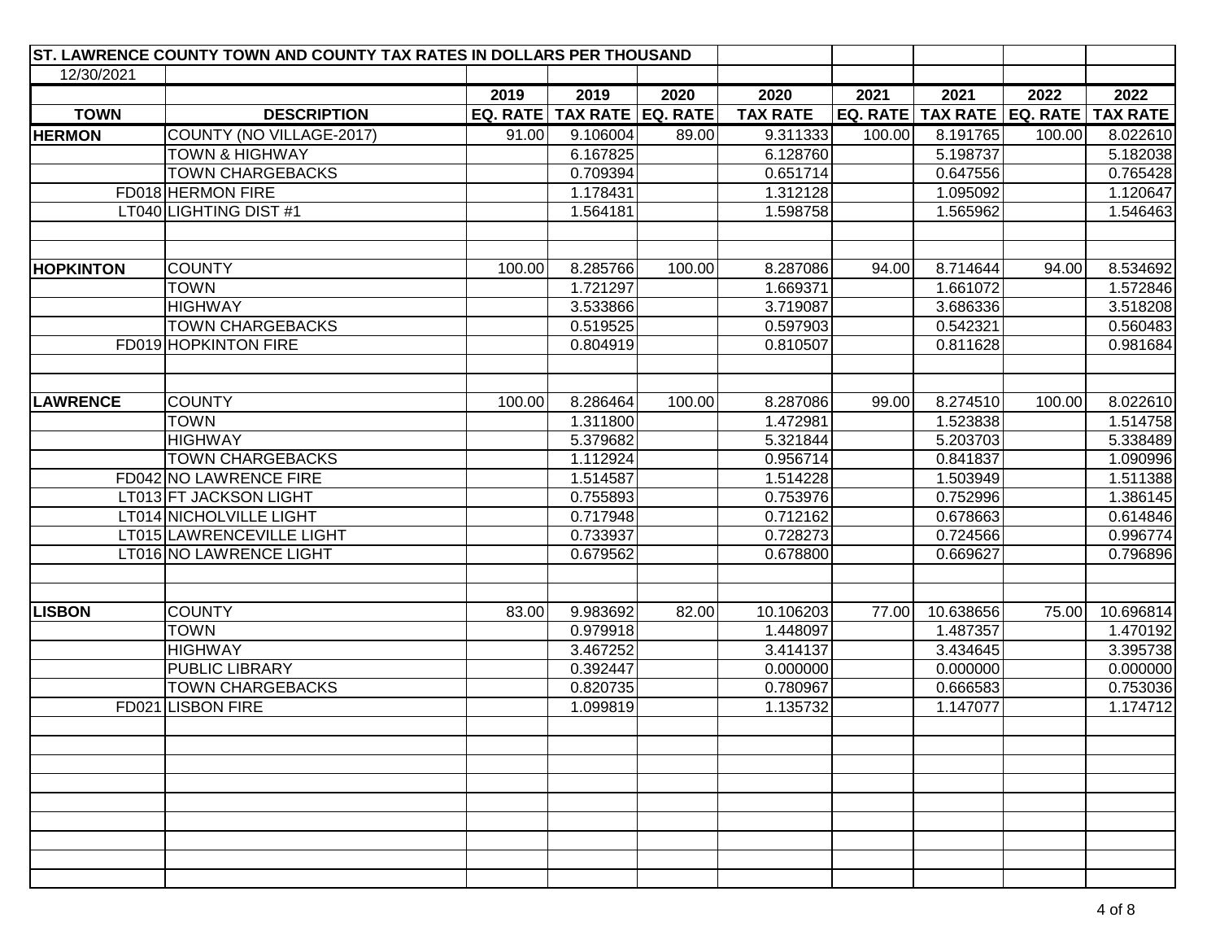| ST. LAWRENCE COUNTY TOWN AND COUNTY TAX RATES IN DOLLARS PER THOUSAND | | | | | | | | | |
|---|---|---|---|---|---|---|---|---|---|
| 12/30/2021 | | | | | | | | | |
| | | 2019 | 2019 | 2020 | 2020 | 2021 | 2021 | 2022 | 2022 |
| **TOWN** | **DESCRIPTION** | **EQ. RATE** | **TAX RATE** | **EQ. RATE** | **TAX RATE** | **EQ. RATE** | **TAX RATE** | **EQ. RATE** | **TAX RATE** |
| **HERMON** | COUNTY (NO VILLAGE-2017) | 91.00 | 9.106004 | 89.00 | 9.311333 | 100.00 | 8.191765 | 100.00 | 8.022610 |
| | TOWN & HIGHWAY | | 6.167825 | | 6.128760 | | 5.198737 | | 5.182038 |
| | TOWN CHARGEBACKS | | 0.709394 | | 0.651714 | | 0.647556 | | 0.765428 |
| FD018 | HERMON FIRE | | 1.178431 | | 1.312128 | | 1.095092 | | 1.120647 |
| LT040 | LIGHTING DIST #1 | | 1.564181 | | 1.598758 | | 1.565962 | | 1.546463 |
| | | | | | | | | | |
| | | | | | | | | | |
| **HOPKINTON** | COUNTY | 100.00 | 8.285766 | 100.00 | 8.287086 | 94.00 | 8.714644 | 94.00 | 8.534692 |
| | TOWN | | 1.721297 | | 1.669371 | | 1.661072 | | 1.572846 |
| | HIGHWAY | | 3.533866 | | 3.719087 | | 3.686336 | | 3.518208 |
| | TOWN CHARGEBACKS | | 0.519525 | | 0.597903 | | 0.542321 | | 0.560483 |
| FD019 | HOPKINTON FIRE | | 0.804919 | | 0.810507 | | 0.811628 | | 0.981684 |
| | | | | | | | | | |
| | | | | | | | | | |
| **LAWRENCE** | COUNTY | 100.00 | 8.286464 | 100.00 | 8.287086 | 99.00 | 8.274510 | 100.00 | 8.022610 |
| | TOWN | | 1.311800 | | 1.472981 | | 1.523838 | | 1.514758 |
| | HIGHWAY | | 5.379682 | | 5.321844 | | 5.203703 | | 5.338489 |
| | TOWN CHARGEBACKS | | 1.112924 | | 0.956714 | | 0.841837 | | 1.090996 |
| FD042 | NO LAWRENCE FIRE | | 1.514587 | | 1.514228 | | 1.503949 | | 1.511388 |
| LT013 | FT JACKSON LIGHT | | 0.755893 | | 0.753976 | | 0.752996 | | 1.386145 |
| LT014 | NICHOLVILLE LIGHT | | 0.717948 | | 0.712162 | | 0.678663 | | 0.614846 |
| LT015 | LAWRENCEVILLE LIGHT | | 0.733937 | | 0.728273 | | 0.724566 | | 0.996774 |
| LT016 | NO LAWRENCE LIGHT | | 0.679562 | | 0.678800 | | 0.669627 | | 0.796896 |
| | | | | | | | | | |
| | | | | | | | | | |
| **LISBON** | COUNTY | 83.00 | 9.983692 | 82.00 | 10.106203 | 77.00 | 10.638656 | 75.00 | 10.696814 |
| | TOWN | | 0.979918 | | 1.448097 | | 1.487357 | | 1.470192 |
| | HIGHWAY | | 3.467252 | | 3.414137 | | 3.434645 | | 3.395738 |
| | PUBLIC LIBRARY | | 0.392447 | | 0.000000 | | 0.000000 | | 0.000000 |
| | TOWN CHARGEBACKS | | 0.820735 | | 0.780967 | | 0.666583 | | 0.753036 |
| FD021 | LISBON FIRE | | 1.099819 | | 1.135732 | | 1.147077 | | 1.174712 |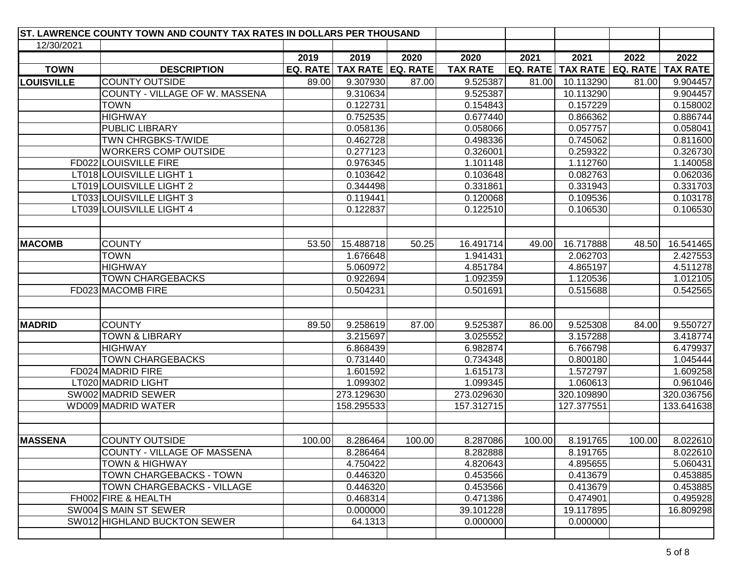# ST. LAWRENCE COUNTY TOWN AND COUNTY TAX RATES IN DOLLARS PER THOUSAND

12/30/2021

| TOWN | | DESCRIPTION | 2019 EQ. RATE | 2019 TAX RATE | 2020 EQ. RATE | 2020 TAX RATE | 2021 EQ. RATE | 2021 TAX RATE | 2022 EQ. RATE | 2022 TAX RATE |
|---|---|---|---|---|---|---|---|---|---|---|
| **LOUISVILLE** | | COUNTY OUTSIDE | 89.00 | 9.307930 | 87.00 | 9.525387 | 81.00 | 10.113290 | 81.00 | 9.904457 |
| | | COUNTY - VILLAGE OF W. MASSENA | | 9.310634 | | 9.525387 | | 10.113290 | | 9.904457 |
| | | TOWN | | 0.122731 | | 0.154843 | | 0.157229 | | 0.158002 |
| | | HIGHWAY | | 0.752535 | | 0.677440 | | 0.866362 | | 0.886744 |
| | | PUBLIC LIBRARY | | 0.058136 | | 0.058066 | | 0.057757 | | 0.058041 |
| | | TWN CHRGBKS-T/WIDE | | 0.462728 | | 0.498336 | | 0.745062 | | 0.811600 |
| | | WORKERS COMP OUTSIDE | | 0.277123 | | 0.326001 | | 0.259322 | | 0.326730 |
| | FD022 | LOUISVILLE FIRE | | 0.976345 | | 1.101148 | | 1.112760 | | 1.140058 |
| | LT018 | LOUISVILLE LIGHT 1 | | 0.103642 | | 0.103648 | | 0.082763 | | 0.062036 |
| | LT019 | LOUISVILLE LIGHT 2 | | 0.344498 | | 0.331861 | | 0.331943 | | 0.331703 |
| | LT033 | LOUISVILLE LIGHT 3 | | 0.119441 | | 0.120068 | | 0.109536 | | 0.103178 |
| | LT039 | LOUISVILLE LIGHT 4 | | 0.122837 | | 0.122510 | | 0.106530 | | 0.106530 |
| | | | | | | | | | | |
| **MACOMB** | | COUNTY | 53.50 | 15.488718 | 50.25 | 16.491714 | 49.00 | 16.717888 | 48.50 | 16.541465 |
| | | TOWN | | 1.676648 | | 1.941431 | | 2.062703 | | 2.427553 |
| | | HIGHWAY | | 5.060972 | | 4.851784 | | 4.865197 | | 4.511278 |
| | | TOWN CHARGEBACKS | | 0.922694 | | 1.092359 | | 1.120536 | | 1.012105 |
| | FD023 | MACOMB FIRE | | 0.504231 | | 0.501691 | | 0.515688 | | 0.542565 |
| | | | | | | | | | | |
| **MADRID** | | COUNTY | 89.50 | 9.258619 | 87.00 | 9.525387 | 86.00 | 9.525308 | 84.00 | 9.550727 |
| | | TOWN & LIBRARY | | 3.215697 | | 3.025552 | | 3.157288 | | 3.418774 |
| | | HIGHWAY | | 6.868439 | | 6.982874 | | 6.766798 | | 6.479937 |
| | | TOWN CHARGEBACKS | | 0.731440 | | 0.734348 | | 0.800180 | | 1.045444 |
| | FD024 | MADRID FIRE | | 1.601592 | | 1.615173 | | 1.572797 | | 1.609258 |
| | LT020 | MADRID LIGHT | | 1.099302 | | 1.099345 | | 1.060613 | | 0.961046 |
| | SW002 | MADRID SEWER | | 273.129630 | | 273.029630 | | 320.109890 | | 320.036756 |
| | WD009 | MADRID WATER | | 158.295533 | | 157.312715 | | 127.377551 | | 133.641638 |
| | | | | | | | | | | |
| **MASSENA** | | COUNTY OUTSIDE | 100.00 | 8.286464 | 100.00 | 8.287086 | 100.00 | 8.191765 | 100.00 | 8.022610 |
| | | COUNTY - VILLAGE OF MASSENA | | 8.286464 | | 8.282888 | | 8.191765 | | 8.022610 |
| | | TOWN & HIGHWAY | | 4.750422 | | 4.820643 | | 4.895655 | | 5.060431 |
| | | TOWN CHARGEBACKS - TOWN | | 0.446320 | | 0.453566 | | 0.413679 | | 0.453885 |
| | | TOWN CHARGEBACKS - VILLAGE | | 0.446320 | | 0.453566 | | 0.413679 | | 0.453885 |
| | FH002 | FIRE & HEALTH | | 0.468314 | | 0.471386 | | 0.474901 | | 0.495928 |
| | SW004 | S MAIN ST SEWER | | 0.000000 | | 39.101228 | | 19.117895 | | 16.809298 |
| | SW012 | HIGHLAND BUCKTON SEWER | | 64.1313 | | 0.000000 | | 0.000000 | | |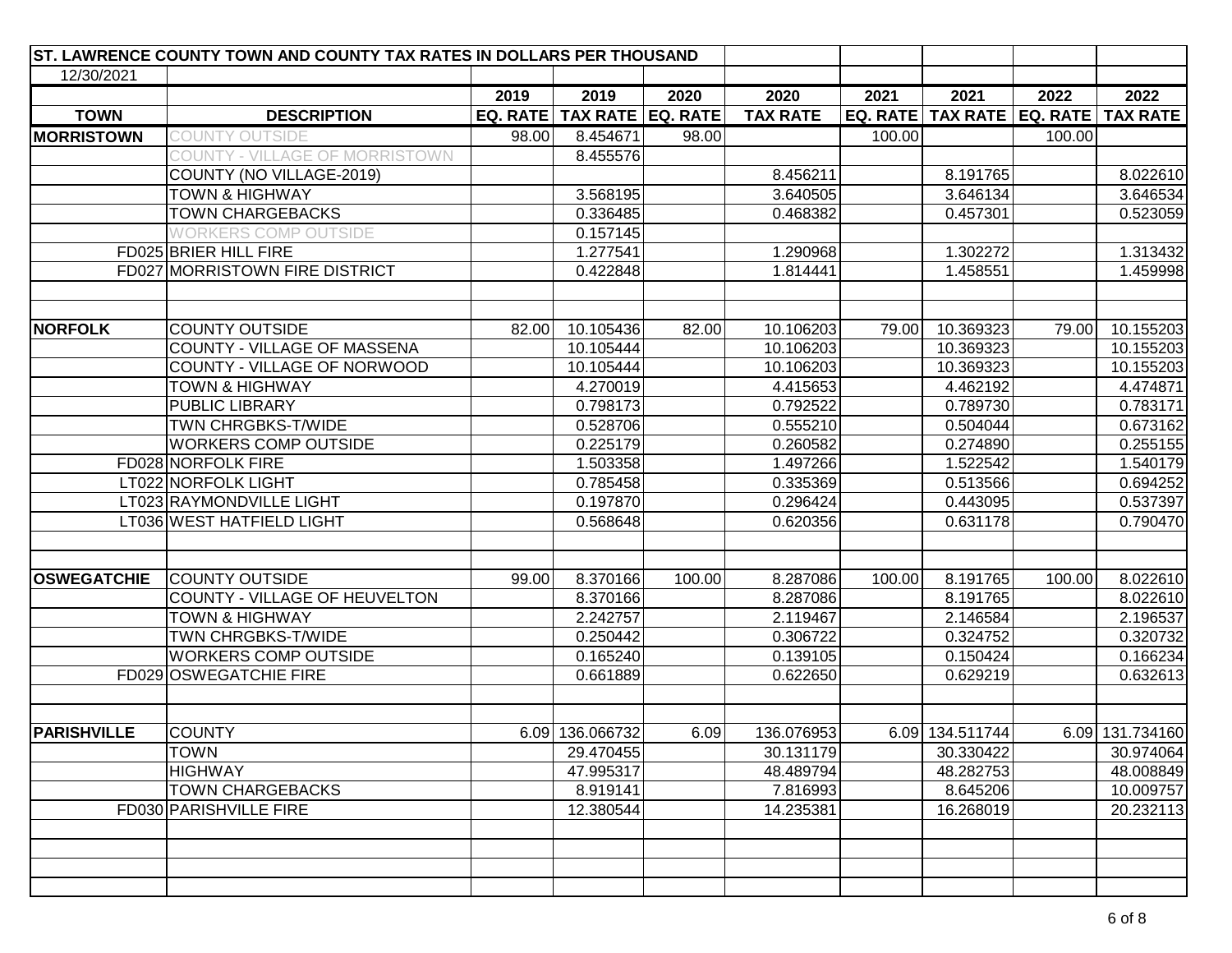| ST. LAWRENCE COUNTY TOWN AND COUNTY TAX RATES IN DOLLARS PER THOUSAND | | | | | | | | | |
|---|---|---|---|---|---|---|---|---|---|
| 12/30/2021 | | | | | | | | | |
| | | 2019 | 2019 | 2020 | 2020 | 2021 | 2021 | 2022 | 2022 |
| **TOWN** | **DESCRIPTION** | **EQ. RATE** | **TAX RATE** | **EQ. RATE** | **TAX RATE** | **EQ. RATE** | **TAX RATE** | **EQ. RATE** | **TAX RATE** |
| **MORRISTOWN** | COUNTY OUTSIDE | 98.00 | 8.454671 | 98.00 | | 100.00 | | 100.00 | |
| | COUNTY - VILLAGE OF MORRISTOWN | | 8.455576 | | | | | | |
| | COUNTY (NO VILLAGE-2019) | | | | 8.456211 | | 8.191765 | | 8.022610 |
| | TOWN & HIGHWAY | | 3.568195 | | 3.640505 | | 3.646134 | | 3.646534 |
| | TOWN CHARGEBACKS | | 0.336485 | | 0.468382 | | 0.457301 | | 0.523059 |
| | WORKERS COMP OUTSIDE | | 0.157145 | | | | | | |
| FD025 | BRIER HILL FIRE | | 1.277541 | | 1.290968 | | 1.302272 | | 1.313432 |
| FD027 | MORRISTOWN FIRE DISTRICT | | 0.422848 | | 1.814441 | | 1.458551 | | 1.459998 |
| | | | | | | | | | |
| | | | | | | | | | |
| **NORFOLK** | COUNTY OUTSIDE | 82.00 | 10.105436 | 82.00 | 10.106203 | 79.00 | 10.369323 | 79.00 | 10.155203 |
| | COUNTY - VILLAGE OF MASSENA | | 10.105444 | | 10.106203 | | 10.369323 | | 10.155203 |
| | COUNTY - VILLAGE OF NORWOOD | | 10.105444 | | 10.106203 | | 10.369323 | | 10.155203 |
| | TOWN & HIGHWAY | | 4.270019 | | 4.415653 | | 4.462192 | | 4.474871 |
| | PUBLIC LIBRARY | | 0.798173 | | 0.792522 | | 0.789730 | | 0.783171 |
| | TWN CHRGBKS-T/WIDE | | 0.528706 | | 0.555210 | | 0.504044 | | 0.673162 |
| | WORKERS COMP OUTSIDE | | 0.225179 | | 0.260582 | | 0.274890 | | 0.255155 |
| FD028 | NORFOLK FIRE | | 1.503358 | | 1.497266 | | 1.522542 | | 1.540179 |
| LT022 | NORFOLK LIGHT | | 0.785458 | | 0.335369 | | 0.513566 | | 0.694252 |
| LT023 | RAYMONDVILLE LIGHT | | 0.197870 | | 0.296424 | | 0.443095 | | 0.537397 |
| LT036 | WEST HATFIELD LIGHT | | 0.568648 | | 0.620356 | | 0.631178 | | 0.790470 |
| | | | | | | | | | |
| | | | | | | | | | |
| **OSWEGATCHIE** | COUNTY OUTSIDE | 99.00 | 8.370166 | 100.00 | 8.287086 | 100.00 | 8.191765 | 100.00 | 8.022610 |
| | COUNTY - VILLAGE OF HEUVELTON | | 8.370166 | | 8.287086 | | 8.191765 | | 8.022610 |
| | TOWN & HIGHWAY | | 2.242757 | | 2.119467 | | 2.146584 | | 2.196537 |
| | TWN CHRGBKS-T/WIDE | | 0.250442 | | 0.306722 | | 0.324752 | | 0.320732 |
| | WORKERS COMP OUTSIDE | | 0.165240 | | 0.139105 | | 0.150424 | | 0.166234 |
| FD029 | OSWEGATCHIE FIRE | | 0.661889 | | 0.622650 | | 0.629219 | | 0.632613 |
| | | | | | | | | | |
| | | | | | | | | | |
| **PARISHVILLE** | COUNTY | 6.09 | 136.066732 | 6.09 | 136.076953 | 6.09 | 134.511744 | 6.09 | 131.734160 |
| | TOWN | | 29.470455 | | 30.131179 | | 30.330422 | | 30.974064 |
| | HIGHWAY | | 47.995317 | | 48.489794 | | 48.282753 | | 48.008849 |
| | TOWN CHARGEBACKS | | 8.919141 | | 7.816993 | | 8.645206 | | 10.009757 |
| FD030 | PARISHVILLE FIRE | | 12.380544 | | 14.235381 | | 16.268019 | | 20.232113 |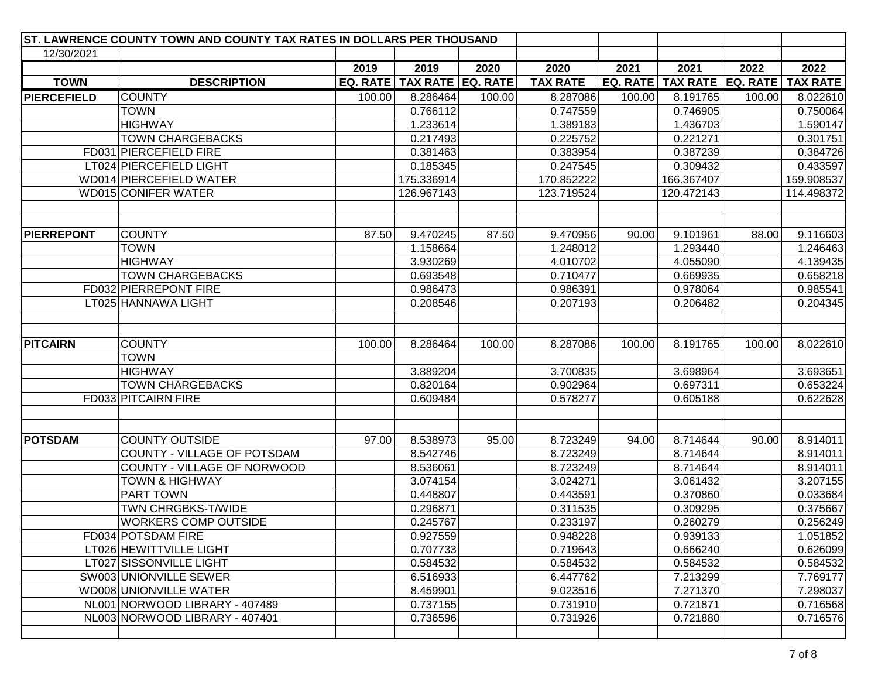# ST. LAWRENCE COUNTY TOWN AND COUNTY TAX RATES IN DOLLARS PER THOUSAND

12/30/2021

| TOWN | | DESCRIPTION | 2019 EQ. RATE | 2019 TAX RATE | 2020 EQ. RATE | 2020 TAX RATE | 2021 EQ. RATE | 2021 TAX RATE | 2022 EQ. RATE | 2022 TAX RATE |
|---|---|---|---|---|---|---|---|---|---|---|
| **PIERCEFIELD** | | COUNTY | 100.00 | 8.286464 | 100.00 | 8.287086 | 100.00 | 8.191765 | 100.00 | 8.022610 |
| | | TOWN | | 0.766112 | | 0.747559 | | 0.746905 | | 0.750064 |
| | | HIGHWAY | | 1.233614 | | 1.389183 | | 1.436703 | | 1.590147 |
| | | TOWN CHARGEBACKS | | 0.217493 | | 0.225752 | | 0.221271 | | 0.301751 |
| | FD031 | PIERCEFIELD FIRE | | 0.381463 | | 0.383954 | | 0.387239 | | 0.384726 |
| | LT024 | PIERCEFIELD LIGHT | | 0.185345 | | 0.247545 | | 0.309432 | | 0.433597 |
| | WD014 | PIERCEFIELD WATER | | 175.336914 | | 170.852222 | | 166.367407 | | 159.908537 |
| | WD015 | CONIFER WATER | | 126.967143 | | 123.719524 | | 120.472143 | | 114.498372 |
| **PIERREPONT** | | COUNTY | 87.50 | 9.470245 | 87.50 | 9.470956 | 90.00 | 9.101961 | 88.00 | 9.116603 |
| | | TOWN | | 1.158664 | | 1.248012 | | 1.293440 | | 1.246463 |
| | | HIGHWAY | | 3.930269 | | 4.010702 | | 4.055090 | | 4.139435 |
| | | TOWN CHARGEBACKS | | 0.693548 | | 0.710477 | | 0.669935 | | 0.658218 |
| | FD032 | PIERREPONT FIRE | | 0.986473 | | 0.986391 | | 0.978064 | | 0.985541 |
| | LT025 | HANNAWA LIGHT | | 0.208546 | | 0.207193 | | 0.206482 | | 0.204345 |
| **PITCAIRN** | | COUNTY | 100.00 | 8.286464 | 100.00 | 8.287086 | 100.00 | 8.191765 | 100.00 | 8.022610 |
| | | TOWN | | | | | | | | |
| | | HIGHWAY | | 3.889204 | | 3.700835 | | 3.698964 | | 3.693651 |
| | | TOWN CHARGEBACKS | | 0.820164 | | 0.902964 | | 0.697311 | | 0.653224 |
| | FD033 | PITCAIRN FIRE | | 0.609484 | | 0.578277 | | 0.605188 | | 0.622628 |
| **POTSDAM** | | COUNTY OUTSIDE | 97.00 | 8.538973 | 95.00 | 8.723249 | 94.00 | 8.714644 | 90.00 | 8.914011 |
| | | COUNTY - VILLAGE OF POTSDAM | | 8.542746 | | 8.723249 | | 8.714644 | | 8.914011 |
| | | COUNTY - VILLAGE OF NORWOOD | | 8.536061 | | 8.723249 | | 8.714644 | | 8.914011 |
| | | TOWN & HIGHWAY | | 3.074154 | | 3.024271 | | 3.061432 | | 3.207155 |
| | | PART TOWN | | 0.448807 | | 0.443591 | | 0.370860 | | 0.033684 |
| | | TWN CHRGBKS-T/WIDE | | 0.296871 | | 0.311535 | | 0.309295 | | 0.375667 |
| | | WORKERS COMP OUTSIDE | | 0.245767 | | 0.233197 | | 0.260279 | | 0.256249 |
| | FD034 | POTSDAM FIRE | | 0.927559 | | 0.948228 | | 0.939133 | | 1.051852 |
| | LT026 | HEWITTVILLE LIGHT | | 0.707733 | | 0.719643 | | 0.666240 | | 0.626099 |
| | LT027 | SISSONVILLE LIGHT | | 0.584532 | | 0.584532 | | 0.584532 | | 0.584532 |
| | SW003 | UNIONVILLE SEWER | | 6.516933 | | 6.447762 | | 7.213299 | | 7.769177 |
| | WD008 | UNIONVILLE WATER | | 8.459901 | | 9.023516 | | 7.271370 | | 7.298037 |
| | NL001 | NORWOOD LIBRARY - 407489 | | 0.737155 | | 0.731910 | | 0.721871 | | 0.716568 |
| | NL003 | NORWOOD LIBRARY - 407401 | | 0.736596 | | 0.731926 | | 0.721880 | | 0.716576 |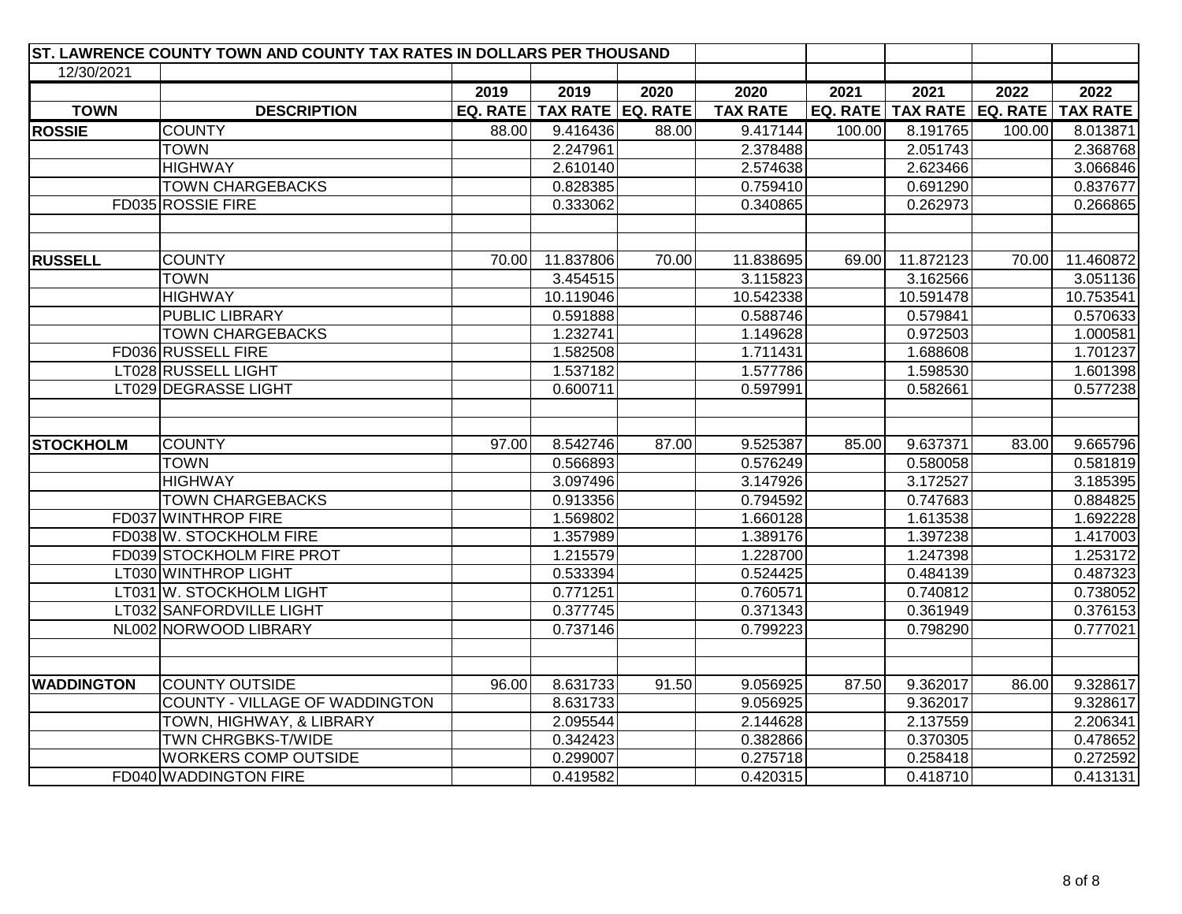| ST. LAWRENCE COUNTY TOWN AND COUNTY TAX RATES IN DOLLARS PER THOUSAND | | | | | | | | | |
|---|---|---|---|---|---|---|---|---|---|
| 12/30/2021 | | | | | | | | | |
| | | 2019 | 2019 | 2020 | 2020 | 2021 | 2021 | 2022 | 2022 |
| **TOWN** | **DESCRIPTION** | **EQ. RATE** | **TAX RATE** | **EQ. RATE** | **TAX RATE** | **EQ. RATE** | **TAX RATE** | **EQ. RATE** | **TAX RATE** |
| **ROSSIE** | COUNTY | 88.00 | 9.416436 | 88.00 | 9.417144 | 100.00 | 8.191765 | 100.00 | 8.013871 |
| | TOWN | | 2.247961 | | 2.378488 | | 2.051743 | | 2.368768 |
| | HIGHWAY | | 2.610140 | | 2.574638 | | 2.623466 | | 3.066846 |
| | TOWN CHARGEBACKS | | 0.828385 | | 0.759410 | | 0.691290 | | 0.837677 |
| FD035 | ROSSIE FIRE | | 0.333062 | | 0.340865 | | 0.262973 | | 0.266865 |
| | | | | | | | | | |
| | | | | | | | | | |
| **RUSSELL** | COUNTY | 70.00 | 11.837806 | 70.00 | 11.838695 | 69.00 | 11.872123 | 70.00 | 11.460872 |
| | TOWN | | 3.454515 | | 3.115823 | | 3.162566 | | 3.051136 |
| | HIGHWAY | | 10.119046 | | 10.542338 | | 10.591478 | | 10.753541 |
| | PUBLIC LIBRARY | | 0.591888 | | 0.588746 | | 0.579841 | | 0.570633 |
| | TOWN CHARGEBACKS | | 1.232741 | | 1.149628 | | 0.972503 | | 1.000581 |
| FD036 | RUSSELL FIRE | | 1.582508 | | 1.711431 | | 1.688608 | | 1.701237 |
| LT028 | RUSSELL LIGHT | | 1.537182 | | 1.577786 | | 1.598530 | | 1.601398 |
| LT029 | DEGRASSE LIGHT | | 0.600711 | | 0.597991 | | 0.582661 | | 0.577238 |
| | | | | | | | | | |
| | | | | | | | | | |
| **STOCKHOLM** | COUNTY | 97.00 | 8.542746 | 87.00 | 9.525387 | 85.00 | 9.637371 | 83.00 | 9.665796 |
| | TOWN | | 0.566893 | | 0.576249 | | 0.580058 | | 0.581819 |
| | HIGHWAY | | 3.097496 | | 3.147926 | | 3.172527 | | 3.185395 |
| | TOWN CHARGEBACKS | | 0.913356 | | 0.794592 | | 0.747683 | | 0.884825 |
| FD037 | WINTHROP FIRE | | 1.569802 | | 1.660128 | | 1.613538 | | 1.692228 |
| FD038 | W. STOCKHOLM FIRE | | 1.357989 | | 1.389176 | | 1.397238 | | 1.417003 |
| FD039 | STOCKHOLM FIRE PROT | | 1.215579 | | 1.228700 | | 1.247398 | | 1.253172 |
| LT030 | WINTHROP LIGHT | | 0.533394 | | 0.524425 | | 0.484139 | | 0.487323 |
| LT031 | W. STOCKHOLM LIGHT | | 0.771251 | | 0.760571 | | 0.740812 | | 0.738052 |
| LT032 | SANFORDVILLE LIGHT | | 0.377745 | | 0.371343 | | 0.361949 | | 0.376153 |
| NL002 | NORWOOD LIBRARY | | 0.737146 | | 0.799223 | | 0.798290 | | 0.777021 |
| | | | | | | | | | |
| | | | | | | | | | |
| **WADDINGTON** | COUNTY OUTSIDE | 96.00 | 8.631733 | 91.50 | 9.056925 | 87.50 | 9.362017 | 86.00 | 9.328617 |
| | COUNTY - VILLAGE OF WADDINGTON | | 8.631733 | | 9.056925 | | 9.362017 | | 9.328617 |
| | TOWN, HIGHWAY, & LIBRARY | | 2.095544 | | 2.144628 | | 2.137559 | | 2.206341 |
| | TWN CHRGBKS-T/WIDE | | 0.342423 | | 0.382866 | | 0.370305 | | 0.478652 |
| | WORKERS COMP OUTSIDE | | 0.299007 | | 0.275718 | | 0.258418 | | 0.272592 |
| FD040 | WADDINGTON FIRE | | 0.419582 | | 0.420315 | | 0.418710 | | 0.413131 |